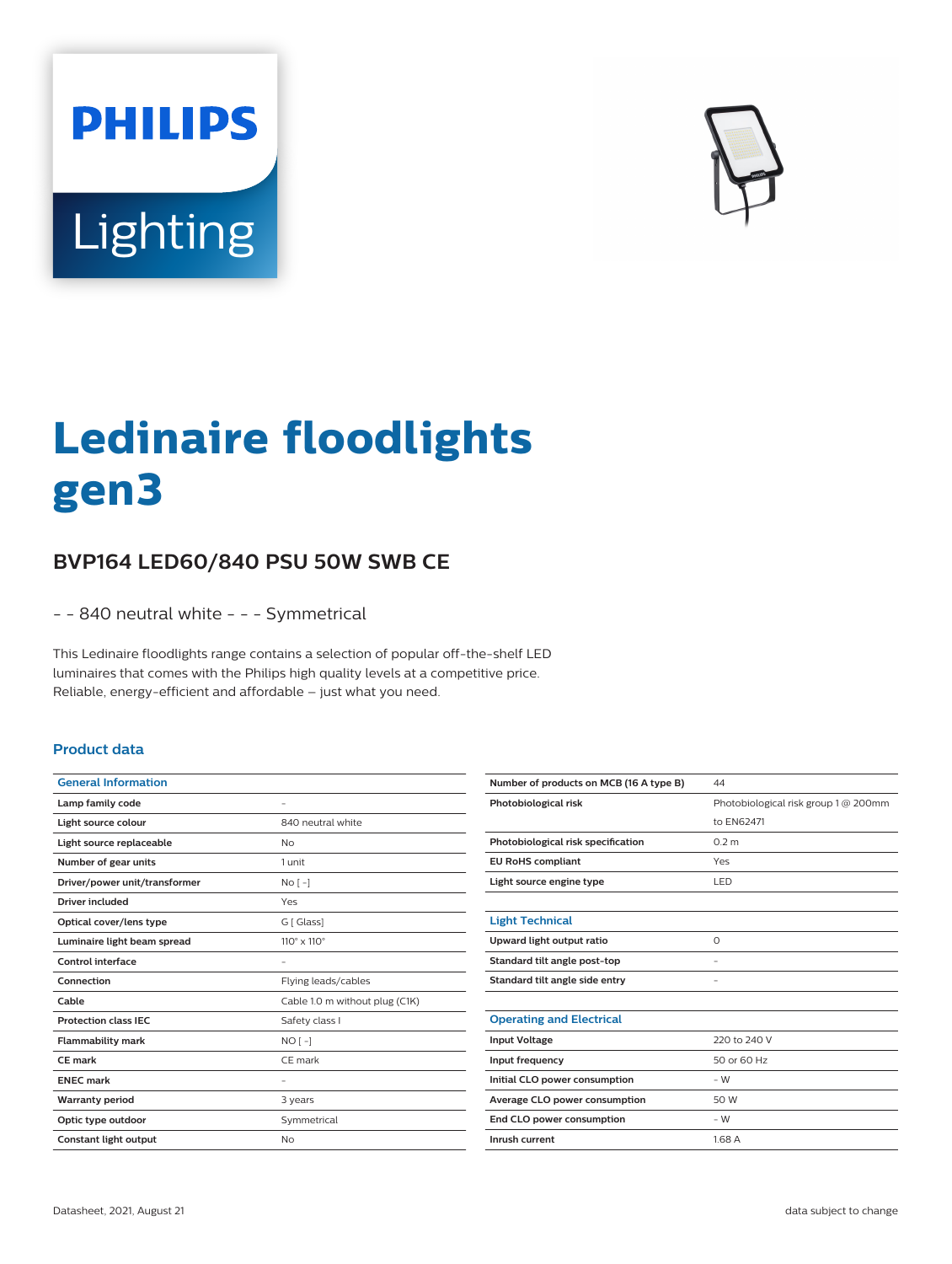# Ledinaire floodlights gen3

## BVP164 LED60/840 PSU 50W SWB CE

- - 840 neutral white - - - Symmetrical

This Ledinaire floodlights range contains a selection of popular off-the-shelf LED luminaires that comes with the Philips high quality levels at a competitive price. Reliable, energy-efficient and affordable – just what you need.

### Product data

| General Information | |
|---|---|
| Lamp family code | - |
| Light source colour | 840 neutral white |
| Light source replaceable | No |
| Number of gear units | 1 unit |
| Driver/power unit/transformer | No [ -] |
| Driver included | Yes |
| Optical cover/lens type | G [ Glass] |
| Luminaire light beam spread | 110° x 110° |
| Control interface | - |
| Connection | Flying leads/cables |
| Cable | Cable 1.0 m without plug (C1K) |
| Protection class IEC | Safety class I |
| Flammability mark | NO [ -] |
| CE mark | CE mark |
| ENEC mark | - |
| Warranty period | 3 years |
| Optic type outdoor | Symmetrical |
| Constant light output | No |
| Number of products on MCB (16 A type B) | 44 |
| Photobiological risk | Photobiological risk group 1 @ 200mm to EN62471 |
| Photobiological risk specification | 0.2 m |
| EU RoHS compliant | Yes |
| Light source engine type | LED |

| Light Technical | |
|---|---|
| Upward light output ratio | 0 |
| Standard tilt angle post-top | - |
| Standard tilt angle side entry | - |

| Operating and Electrical | |
|---|---|
| Input Voltage | 220 to 240 V |
| Input frequency | 50 or 60 Hz |
| Initial CLO power consumption | - W |
| Average CLO power consumption | 50 W |
| End CLO power consumption | - W |
| Inrush current | 1.68 A |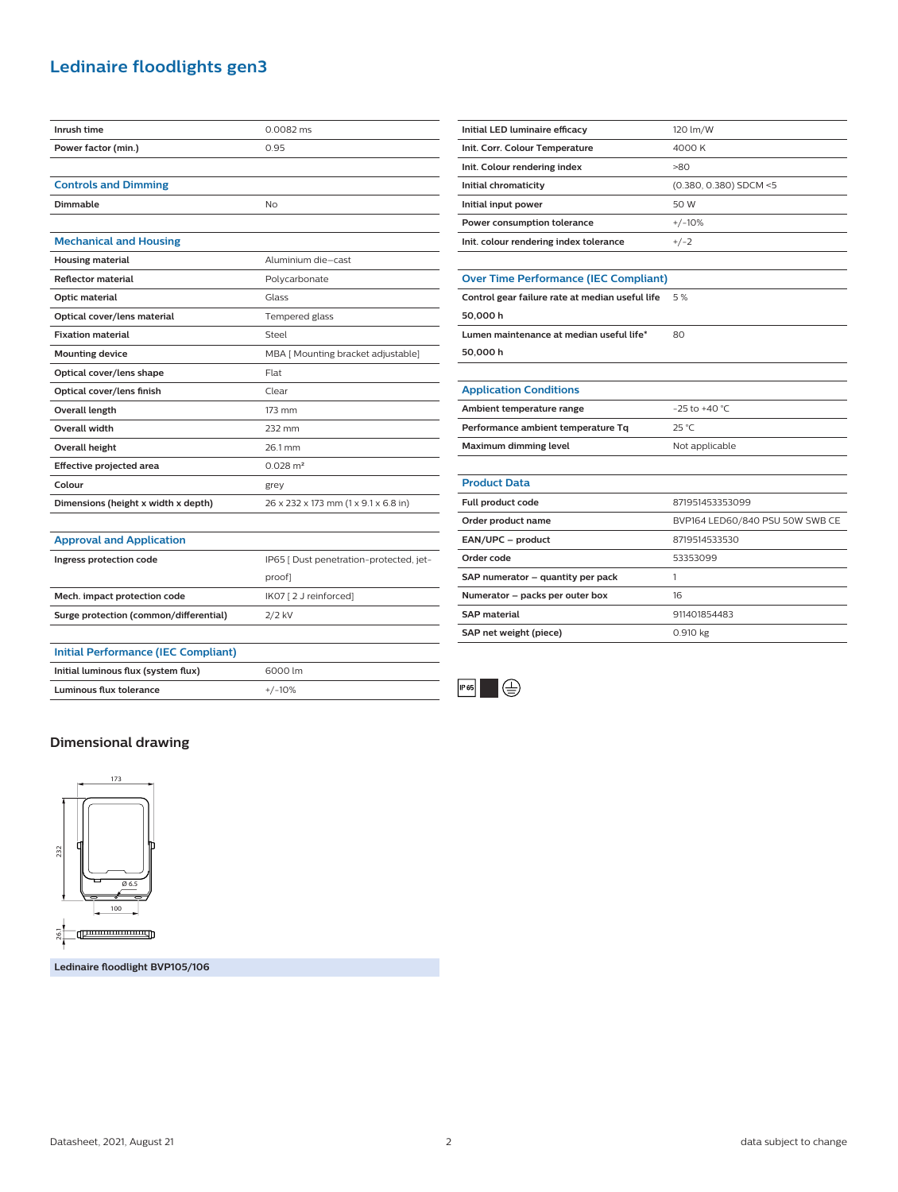# Ledinaire floodlights gen3

| | |
|---|---|
| **Inrush time** | 0.0082 ms |
| **Power factor (min.)** | 0.95 |

## Controls and Dimming

| | |
|---|---|
| **Dimmable** | No |

## Mechanical and Housing

| | |
|---|---|
| **Housing material** | Aluminium die-cast |
| **Reflector material** | Polycarbonate |
| **Optic material** | Glass |
| **Optical cover/lens material** | Tempered glass |
| **Fixation material** | Steel |
| **Mounting device** | MBA [ Mounting bracket adjustable] |
| **Optical cover/lens shape** | Flat |
| **Optical cover/lens finish** | Clear |
| **Overall length** | 173 mm |
| **Overall width** | 232 mm |
| **Overall height** | 26.1 mm |
| **Effective projected area** | 0.028 m² |
| **Colour** | grey |
| **Dimensions (height x width x depth)** | 26 x 232 x 173 mm (1 x 9.1 x 6.8 in) |

## Approval and Application

| | |
|---|---|
| **Ingress protection code** | IP65 [ Dust penetration-protected, jet-proof] |
| **Mech. impact protection code** | IK07 [ 2 J reinforced] |
| **Surge protection (common/differential)** | 2/2 kV |

## Initial Performance (IEC Compliant)

| | |
|---|---|
| **Initial luminous flux (system flux)** | 6000 lm |
| **Luminous flux tolerance** | +/-10% |
| **Initial LED luminaire efficacy** | 120 lm/W |
| **Init. Corr. Colour Temperature** | 4000 K |
| **Init. Colour rendering index** | >80 |
| **Initial chromaticity** | (0.380, 0.380) SDCM <5 |
| **Initial input power** | 50 W |
| **Power consumption tolerance** | +/-10% |
| **Init. colour rendering index tolerance** | +/-2 |

## Over Time Performance (IEC Compliant)

| | |
|---|---|
| **Control gear failure rate at median useful life 50,000 h** | 5 % |
| **Lumen maintenance at median useful life* 50,000 h** | 80 |

## Application Conditions

| | |
|---|---|
| **Ambient temperature range** | -25 to +40 °C |
| **Performance ambient temperature Tq** | 25 °C |
| **Maximum dimming level** | Not applicable |

## Product Data

| | |
|---|---|
| **Full product code** | 871951453353099 |
| **Order product name** | BVP164 LED60/840 PSU 50W SWB CE |
| **EAN/UPC – product** | 8719514533530 |
| **Order code** | 53353099 |
| **SAP numerator – quantity per pack** | 1 |
| **Numerator – packs per outer box** | 16 |
| **SAP material** | 911401854483 |
| **SAP net weight (piece)** | 0.910 kg |

## Dimensional drawing

173

232

Ø 6.5

100

26.1

**Ledinaire floodlight BVP105/106**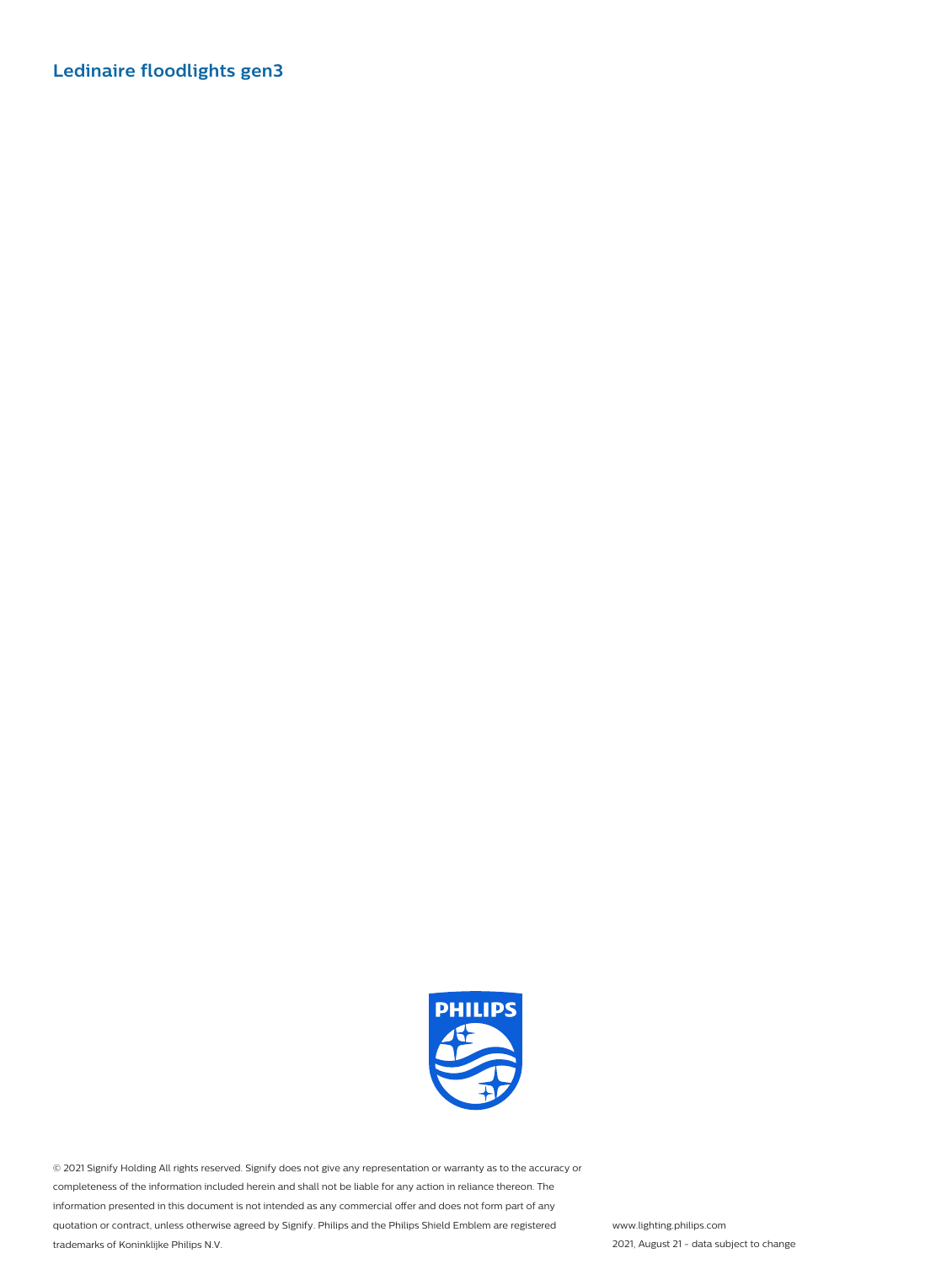© 2021 Signify Holding All rights reserved. Signify does not give any representation or warranty as to the accuracy or completeness of the information included herein and shall not be liable for any action in reliance thereon. The information presented in this document is not intended as any commercial offer and does not form part of any quotation or contract, unless otherwise agreed by Signify. Philips and the Philips Shield Emblem are registered trademarks of Koninklijke Philips N.V.

www.lighting.philips.com

2021, August 21 - data subject to change